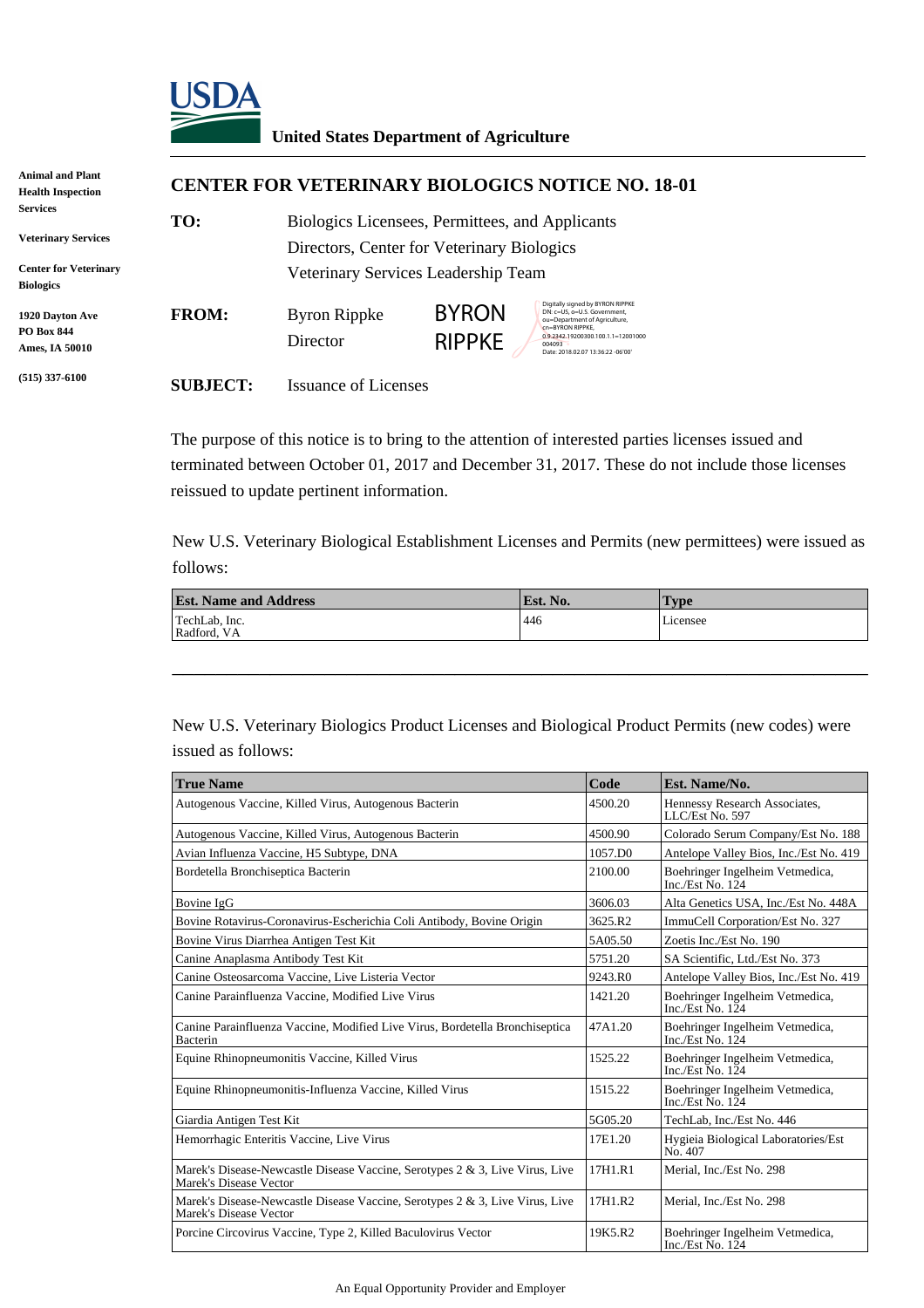**United States Department of Agriculture**

Animal and Plant Health Inspection Services

Veterinary Services

Center for Veterinary Biologics

1920 Dayton Ave
PO Box 844
Ames, IA 50010

(515) 337-6100

# CENTER FOR VETERINARY BIOLOGICS NOTICE NO. 18-01

**TO:** Biologics Licensees, Permittees, and Applicants
Directors, Center for Veterinary Biologics
Veterinary Services Leadership Team

**FROM:** Byron Rippke
Director

BYRON RIPPKE

Digitally signed by BYRON RIPPKE
DN: c=US, o=U.S. Government, ou=Department of Agriculture, cn=BYRON RIPPKE, 0.9.2342.19200300.100.1.1=12001000004093
Date: 2018.02.07 13:36:22 -06'00'

**SUBJECT:** Issuance of Licenses

The purpose of this notice is to bring to the attention of interested parties licenses issued and terminated between October 01, 2017 and December 31, 2017. These do not include those licenses reissued to update pertinent information.

New U.S. Veterinary Biological Establishment Licenses and Permits (new permittees) were issued as follows:

| Est. Name and Address | Est. No. | Type |
|---|---|---|
| TechLab, Inc. Radford, VA | 446 | Licensee |

New U.S. Veterinary Biologics Product Licenses and Biological Product Permits (new codes) were issued as follows:

| True Name | Code | Est. Name/No. |
|---|---|---|
| Autogenous Vaccine, Killed Virus, Autogenous Bacterin | 4500.20 | Hennessy Research Associates, LLC/Est No. 597 |
| Autogenous Vaccine, Killed Virus, Autogenous Bacterin | 4500.90 | Colorado Serum Company/Est No. 188 |
| Avian Influenza Vaccine, H5 Subtype, DNA | 1057.D0 | Antelope Valley Bios, Inc./Est No. 419 |
| Bordetella Bronchiseptica Bacterin | 2100.00 | Boehringer Ingelheim Vetmedica, Inc./Est No. 124 |
| Bovine IgG | 3606.03 | Alta Genetics USA, Inc./Est No. 448A |
| Bovine Rotavirus-Coronavirus-Escherichia Coli Antibody, Bovine Origin | 3625.R2 | ImmuCell Corporation/Est No. 327 |
| Bovine Virus Diarrhea Antigen Test Kit | 5A05.50 | Zoetis Inc./Est No. 190 |
| Canine Anaplasma Antibody Test Kit | 5751.20 | SA Scientific, Ltd./Est No. 373 |
| Canine Osteosarcoma Vaccine, Live Listeria Vector | 9243.R0 | Antelope Valley Bios, Inc./Est No. 419 |
| Canine Parainfluenza Vaccine, Modified Live Virus | 1421.20 | Boehringer Ingelheim Vetmedica, Inc./Est No. 124 |
| Canine Parainfluenza Vaccine, Modified Live Virus, Bordetella Bronchiseptica Bacterin | 47A1.20 | Boehringer Ingelheim Vetmedica, Inc./Est No. 124 |
| Equine Rhinopneumonitis Vaccine, Killed Virus | 1525.22 | Boehringer Ingelheim Vetmedica, Inc./Est No. 124 |
| Equine Rhinopneumonitis-Influenza Vaccine, Killed Virus | 1515.22 | Boehringer Ingelheim Vetmedica, Inc./Est No. 124 |
| Giardia Antigen Test Kit | 5G05.20 | TechLab, Inc./Est No. 446 |
| Hemorrhagic Enteritis Vaccine, Live Virus | 17E1.20 | Hygieia Biological Laboratories/Est No. 407 |
| Marek's Disease-Newcastle Disease Vaccine, Serotypes 2 & 3, Live Virus, Live Marek's Disease Vector | 17H1.R1 | Merial, Inc./Est No. 298 |
| Marek's Disease-Newcastle Disease Vaccine, Serotypes 2 & 3, Live Virus, Live Marek's Disease Vector | 17H1.R2 | Merial, Inc./Est No. 298 |
| Porcine Circovirus Vaccine, Type 2, Killed Baculovirus Vector | 19K5.R2 | Boehringer Ingelheim Vetmedica, Inc./Est No. 124 |

An Equal Opportunity Provider and Employer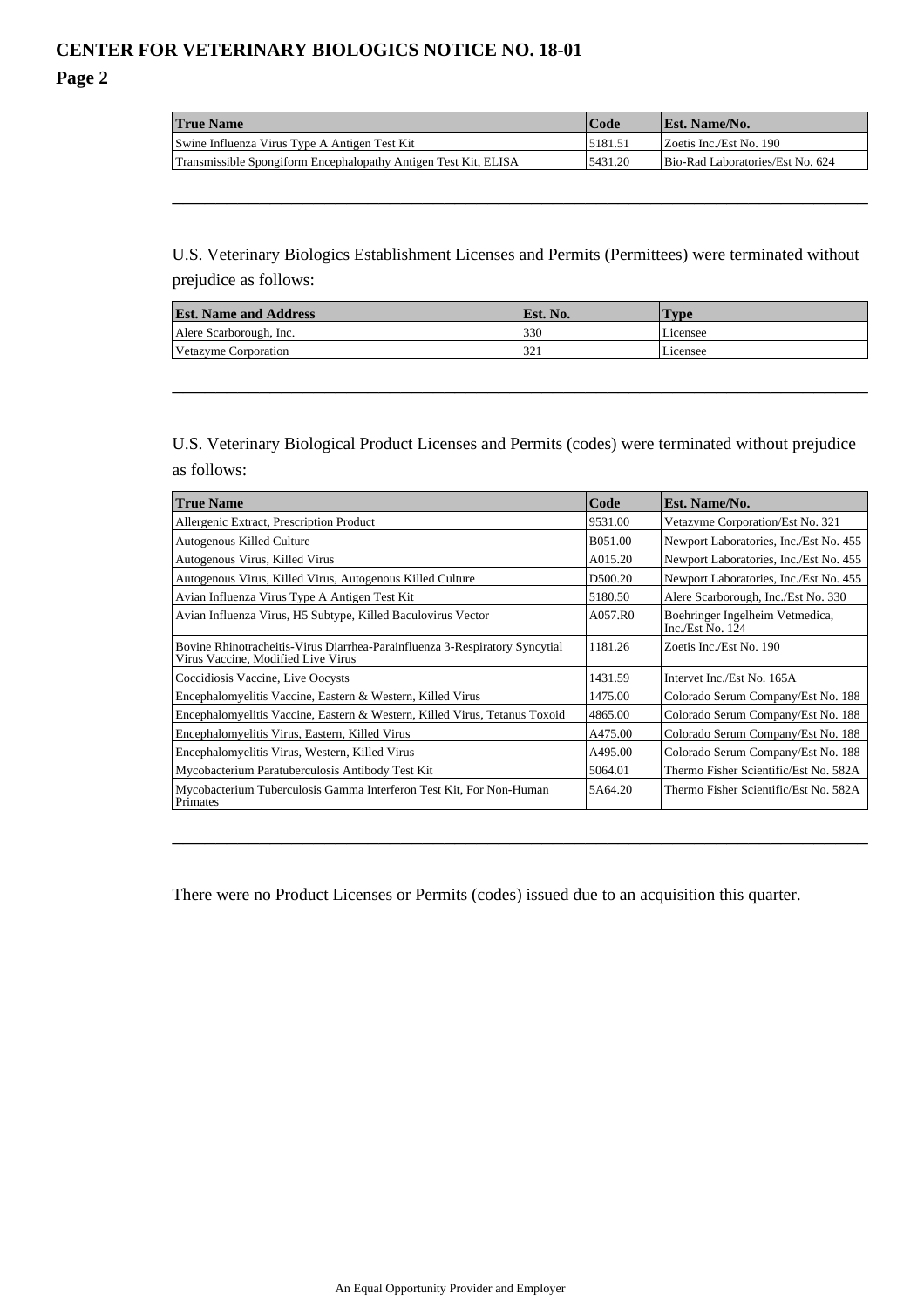| True Name | Code | Est. Name/No. |
|---|---|---|
| Swine Influenza Virus Type A Antigen Test Kit | 5181.51 | Zoetis Inc./Est No. 190 |
| Transmissible Spongiform Encephalopathy Antigen Test Kit, ELISA | 5431.20 | Bio-Rad Laboratories/Est No. 624 |

---

U.S. Veterinary Biologics Establishment Licenses and Permits (Permittees) were terminated without prejudice as follows:

| Est. Name and Address | Est. No. | Type |
|---|---|---|
| Alere Scarborough, Inc. | 330 | Licensee |
| Vetazyme Corporation | 321 | Licensee |

---

U.S. Veterinary Biological Product Licenses and Permits (codes) were terminated without prejudice as follows:

| True Name | Code | Est. Name/No. |
|---|---|---|
| Allergenic Extract, Prescription Product | 9531.00 | Vetazyme Corporation/Est No. 321 |
| Autogenous Killed Culture | B051.00 | Newport Laboratories, Inc./Est No. 455 |
| Autogenous Virus, Killed Virus | A015.20 | Newport Laboratories, Inc./Est No. 455 |
| Autogenous Virus, Killed Virus, Autogenous Killed Culture | D500.20 | Newport Laboratories, Inc./Est No. 455 |
| Avian Influenza Virus Type A Antigen Test Kit | 5180.50 | Alere Scarborough, Inc./Est No. 330 |
| Avian Influenza Virus, H5 Subtype, Killed Baculovirus Vector | A057.R0 | Boehringer Ingelheim Vetmedica, Inc./Est No. 124 |
| Bovine Rhinotracheitis-Virus Diarrhea-Parainfluenza 3-Respiratory Syncytial Virus Vaccine, Modified Live Virus | 1181.26 | Zoetis Inc./Est No. 190 |
| Coccidiosis Vaccine, Live Oocysts | 1431.59 | Intervet Inc./Est No. 165A |
| Encephalomyelitis Vaccine, Eastern & Western, Killed Virus | 1475.00 | Colorado Serum Company/Est No. 188 |
| Encephalomyelitis Vaccine, Eastern & Western, Killed Virus, Tetanus Toxoid | 4865.00 | Colorado Serum Company/Est No. 188 |
| Encephalomyelitis Virus, Eastern, Killed Virus | A475.00 | Colorado Serum Company/Est No. 188 |
| Encephalomyelitis Virus, Western, Killed Virus | A495.00 | Colorado Serum Company/Est No. 188 |
| Mycobacterium Paratuberculosis Antibody Test Kit | 5064.01 | Thermo Fisher Scientific/Est No. 582A |
| Mycobacterium Tuberculosis Gamma Interferon Test Kit, For Non-Human Primates | 5A64.20 | Thermo Fisher Scientific/Est No. 582A |

---

There were no Product Licenses or Permits (codes) issued due to an acquisition this quarter.

An Equal Opportunity Provider and Employer